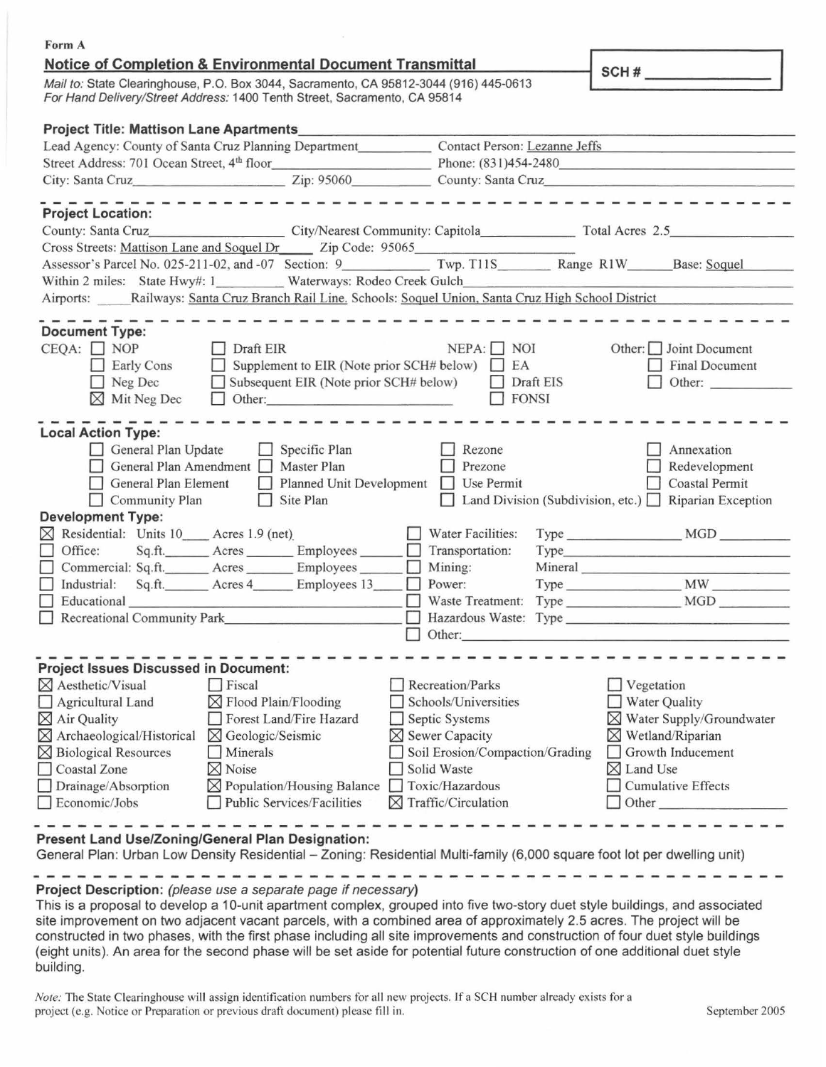Form A

## Notice of Completion & Environmental Document Transmittal

SCH #

*Mail to:* State Clearinghouse, P.O. Box 3044, Sacramento, CA 95812-3044 (916) 445-0613
*For Hand Delivery/Street Address:* 1400 Tenth Street, Sacramento, CA 95814

**Project Title: Mattison Lane Apartments**

Lead Agency: County of Santa Cruz Planning Department
Contact Person: Lezanne Jeffs
Street Address: 701 Ocean Street, 4th floor
Phone: (831)454-2480
City: Santa Cruz
Zip: 95060
County: Santa Cruz

### Project Location:

County: Santa Cruz
City/Nearest Community: Capitola
Total Acres 2.5
Cross Streets: Mattison Lane and Soquel Dr
Zip Code: 95065
Assessor's Parcel No. 025-211-02, and -07
Section: 9
Twp. T11S
Range R1W
Base: Soquel
Within 2 miles: State Hwy#: 1
Waterways: Rodeo Creek Gulch
Airports:
Railways: Santa Cruz Branch Rail Line.
Schools: Soquel Union, Santa Cruz High School District

### Document Type:

CEQA:
- ☐ NOP
- ☐ Early Cons
- ☐ Neg Dec
- ☒ Mit Neg Dec
- ☐ Draft EIR
- ☐ Supplement to EIR (Note prior SCH# below)
- ☐ Subsequent EIR (Note prior SCH# below)
- ☐ Other:

NEPA:
- ☐ NOI
- ☐ EA
- ☐ Draft EIS
- ☐ FONSI

Other:
- ☐ Joint Document
- ☐ Final Document
- ☐ Other:

### Local Action Type:

- ☐ General Plan Update
- ☐ General Plan Amendment
- ☐ General Plan Element
- ☐ Community Plan
- ☐ Specific Plan
- ☐ Master Plan
- ☐ Planned Unit Development
- ☐ Site Plan
- ☐ Rezone
- ☐ Prezone
- ☐ Use Permit
- ☐ Land Division (Subdivision, etc.)
- ☐ Annexation
- ☐ Redevelopment
- ☐ Coastal Permit
- ☐ Riparian Exception

### Development Type:

- ☒ Residential: Units 10 Acres 1.9 (net)
- ☐ Office: Sq.ft. Acres Employees
- ☐ Commercial: Sq.ft. Acres Employees
- ☐ Industrial: Sq.ft. Acres 4 Employees 13
- ☐ Educational
- ☐ Recreational Community Park
- ☐ Water Facilities: Type MGD
- ☐ Transportation: Type
- ☐ Mining: Mineral
- ☐ Power: Type MW
- ☐ Waste Treatment: Type MGD
- ☐ Hazardous Waste: Type
- ☐ Other:

### Project Issues Discussed in Document:

- ☒ Aesthetic/Visual
- ☐ Agricultural Land
- ☒ Air Quality
- ☒ Archaeological/Historical
- ☒ Biological Resources
- ☐ Coastal Zone
- ☐ Drainage/Absorption
- ☐ Economic/Jobs
- ☐ Fiscal
- ☒ Flood Plain/Flooding
- ☐ Forest Land/Fire Hazard
- ☒ Geologic/Seismic
- ☐ Minerals
- ☒ Noise
- ☒ Population/Housing Balance
- ☐ Public Services/Facilities
- ☐ Recreation/Parks
- ☐ Schools/Universities
- ☐ Septic Systems
- ☒ Sewer Capacity
- ☐ Soil Erosion/Compaction/Grading
- ☐ Solid Waste
- ☐ Toxic/Hazardous
- ☒ Traffic/Circulation
- ☐ Vegetation
- ☐ Water Quality
- ☒ Water Supply/Groundwater
- ☒ Wetland/Riparian
- ☐ Growth Inducement
- ☒ Land Use
- ☐ Cumulative Effects
- ☐ Other

### Present Land Use/Zoning/General Plan Designation:

General Plan: Urban Low Density Residential – Zoning: Residential Multi-family (6,000 square foot lot per dwelling unit)

### Project Description: *(please use a separate page if necessary)*

This is a proposal to develop a 10-unit apartment complex, grouped into five two-story duet style buildings, and associated site improvement on two adjacent vacant parcels, with a combined area of approximately 2.5 acres. The project will be constructed in two phases, with the first phase including all site improvements and construction of four duet style buildings (eight units). An area for the second phase will be set aside for potential future construction of one additional duet style building.

*Note:* The State Clearinghouse will assign identification numbers for all new projects. If a SCH number already exists for a project (e.g. Notice or Preparation or previous draft document) please fill in.

September 2005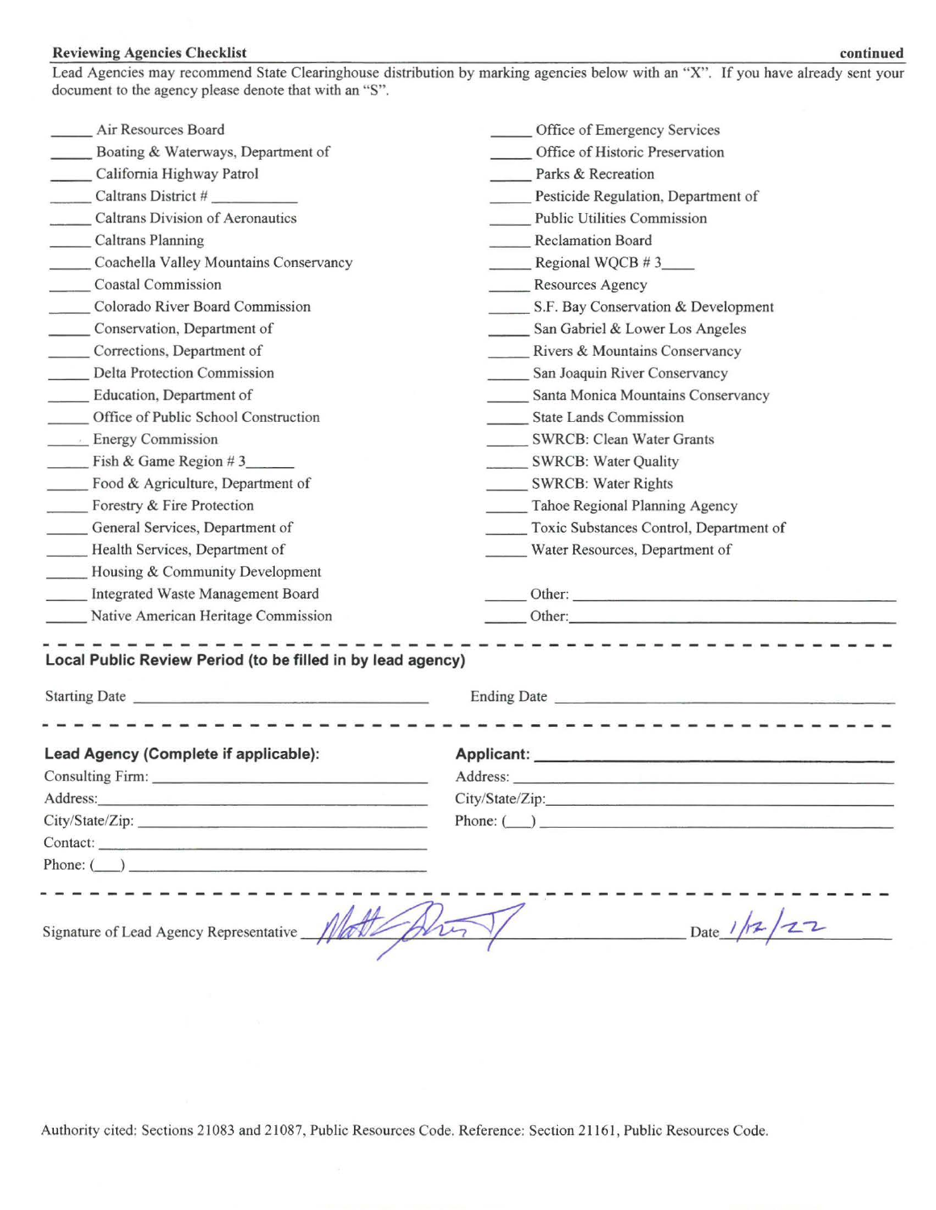**Reviewing Agencies Checklist** **continued**

Lead Agencies may recommend State Clearinghouse distribution by marking agencies below with an "X". If you have already sent your document to the agency please denote that with an "S".

_____ Air Resources Board
_____ Boating & Waterways, Department of
_____ California Highway Patrol
_____ Caltrans District # __________
_____ Caltrans Division of Aeronautics
_____ Caltrans Planning
_____ Coachella Valley Mountains Conservancy
_____ Coastal Commission
_____ Colorado River Board Commission
_____ Conservation, Department of
_____ Corrections, Department of
_____ Delta Protection Commission
_____ Education, Department of
_____ Office of Public School Construction
_____ Energy Commission
_____ Fish & Game Region # 3_____
_____ Food & Agriculture, Department of
_____ Forestry & Fire Protection
_____ General Services, Department of
_____ Health Services, Department of
_____ Housing & Community Development
_____ Integrated Waste Management Board
_____ Native American Heritage Commission
_____ Office of Emergency Services
_____ Office of Historic Preservation
_____ Parks & Recreation
_____ Pesticide Regulation, Department of
_____ Public Utilities Commission
_____ Reclamation Board
_____ Regional WQCB # 3____
_____ Resources Agency
_____ S.F. Bay Conservation & Development
_____ San Gabriel & Lower Los Angeles
_____ Rivers & Mountains Conservancy
_____ San Joaquin River Conservancy
_____ Santa Monica Mountains Conservancy
_____ State Lands Commission
_____ SWRCB: Clean Water Grants
_____ SWRCB: Water Quality
_____ SWRCB: Water Rights
_____ Tahoe Regional Planning Agency
_____ Toxic Substances Control, Department of
_____ Water Resources, Department of

_____ Other: ______________________________
_____ Other: ______________________________

---

**Local Public Review Period (to be filled in by lead agency)**

Starting Date ______________________ Ending Date ______________________

---

**Lead Agency (Complete if applicable):**

Consulting Firm: ______________________
Address: ______________________
City/State/Zip: ______________________
Contact: ______________________
Phone: (___) ______________________

**Applicant:** ______________________
Address: ______________________
City/State/Zip: ______________________
Phone: (___) ______________________

---

Signature of Lead Agency Representative _[signature]_ Date 1/12/22

Authority cited: Sections 21083 and 21087, Public Resources Code. Reference: Section 21161, Public Resources Code.